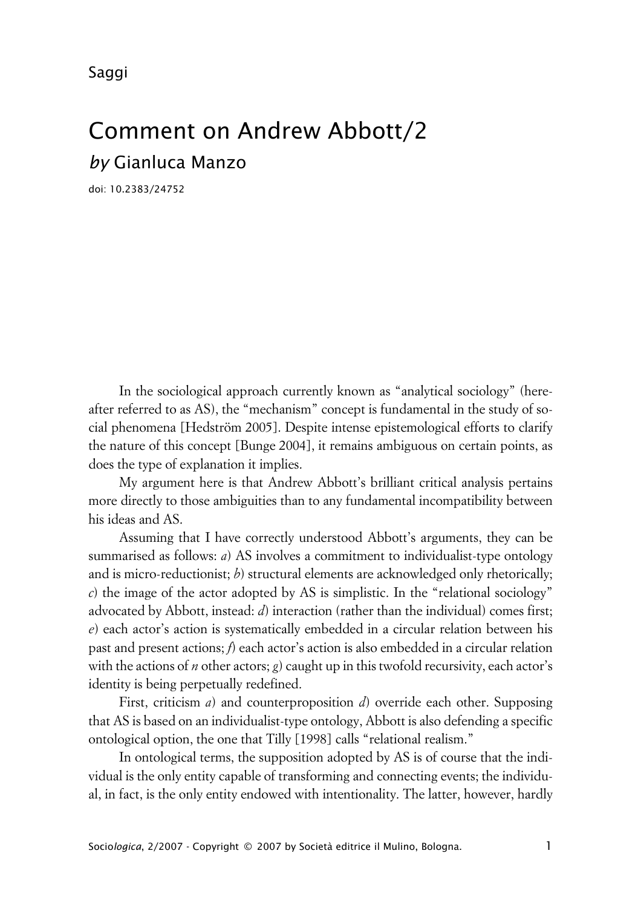Saggi

# Comment on Andrew Abbott/2

## *by* Gianluca Manzo

doi: 10.2383/24752

In the sociological approach currently known as "analytical sociology" (hereafter referred to as AS), the "mechanism" concept is fundamental in the study of social phenomena [Hedström 2005]. Despite intense epistemological efforts to clarify the nature of this concept [Bunge 2004], it remains ambiguous on certain points, as does the type of explanation it implies.

My argument here is that Andrew Abbott's brilliant critical analysis pertains more directly to those ambiguities than to any fundamental incompatibility between his ideas and AS.

Assuming that I have correctly understood Abbott's arguments, they can be summarised as follows: *a*) AS involves a commitment to individualist-type ontology and is micro-reductionist; *b*) structural elements are acknowledged only rhetorically; *c*) the image of the actor adopted by AS is simplistic. In the "relational sociology" advocated by Abbott, instead: *d*) interaction (rather than the individual) comes first; *e*) each actor's action is systematically embedded in a circular relation between his past and present actions; *f*) each actor's action is also embedded in a circular relation with the actions of *n* other actors; *g*) caught up in this twofold recursivity, each actor's identity is being perpetually redefined.

First, criticism *a*) and counterproposition *d*) override each other. Supposing that AS is based on an individualist-type ontology, Abbott is also defending a specific ontological option, the one that Tilly [1998] calls "relational realism."

In ontological terms, the supposition adopted by AS is of course that the individual is the only entity capable of transforming and connecting events; the individual, in fact, is the only entity endowed with intentionality. The latter, however, hardly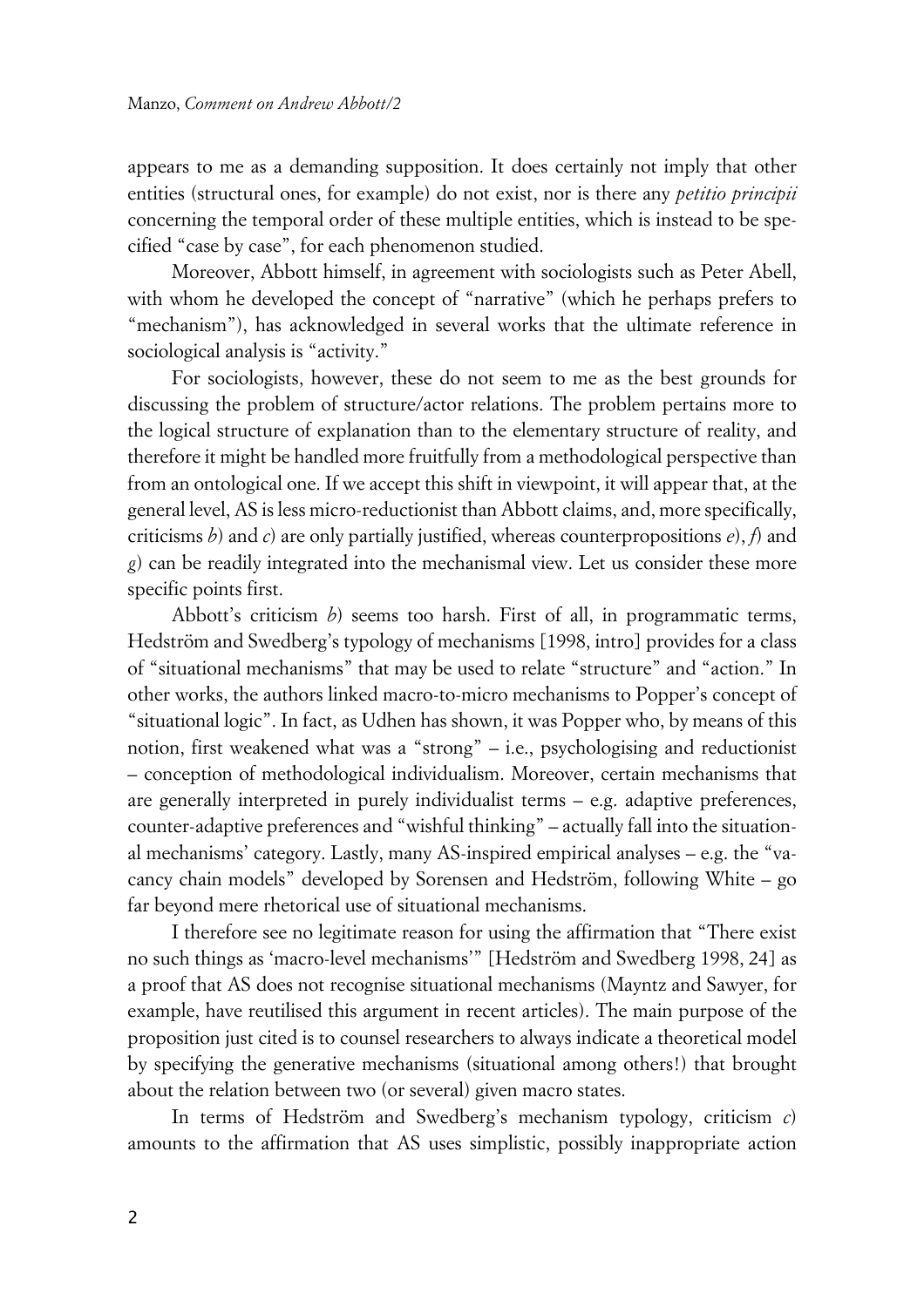appears to me as a demanding supposition. It does certainly not imply that other entities (structural ones, for example) do not exist, nor is there any *petitio principii* concerning the temporal order of these multiple entities, which is instead to be specified "case by case", for each phenomenon studied.

Moreover, Abbott himself, in agreement with sociologists such as Peter Abell, with whom he developed the concept of "narrative" (which he perhaps prefers to "mechanism"), has acknowledged in several works that the ultimate reference in sociological analysis is "activity."

For sociologists, however, these do not seem to me as the best grounds for discussing the problem of structure/actor relations. The problem pertains more to the logical structure of explanation than to the elementary structure of reality, and therefore it might be handled more fruitfully from a methodological perspective than from an ontological one. If we accept this shift in viewpoint, it will appear that, at the general level, AS is less micro-reductionist than Abbott claims, and, more specifically, criticisms *b*) and *c*) are only partially justified, whereas counterpropositions *e*), *f*) and *g*) can be readily integrated into the mechanismal view. Let us consider these more specific points first.

Abbott's criticism *b*) seems too harsh. First of all, in programmatic terms, Hedström and Swedberg's typology of mechanisms [1998, intro] provides for a class of "situational mechanisms" that may be used to relate "structure" and "action." In other works, the authors linked macro-to-micro mechanisms to Popper's concept of "situational logic". In fact, as Udhen has shown, it was Popper who, by means of this notion, first weakened what was a "strong" – i.e., psychologising and reductionist – conception of methodological individualism. Moreover, certain mechanisms that are generally interpreted in purely individualist terms – e.g. adaptive preferences, counter-adaptive preferences and "wishful thinking" – actually fall into the situational mechanisms' category. Lastly, many AS-inspired empirical analyses – e.g. the "vacancy chain models" developed by Sorensen and Hedström, following White – go far beyond mere rhetorical use of situational mechanisms.

I therefore see no legitimate reason for using the affirmation that "There exist no such things as 'macro-level mechanisms'" [Hedström and Swedberg 1998, 24] as a proof that AS does not recognise situational mechanisms (Mayntz and Sawyer, for example, have reutilised this argument in recent articles). The main purpose of the proposition just cited is to counsel researchers to always indicate a theoretical model by specifying the generative mechanisms (situational among others!) that brought about the relation between two (or several) given macro states.

In terms of Hedström and Swedberg's mechanism typology, criticism *c*) amounts to the affirmation that AS uses simplistic, possibly inappropriate action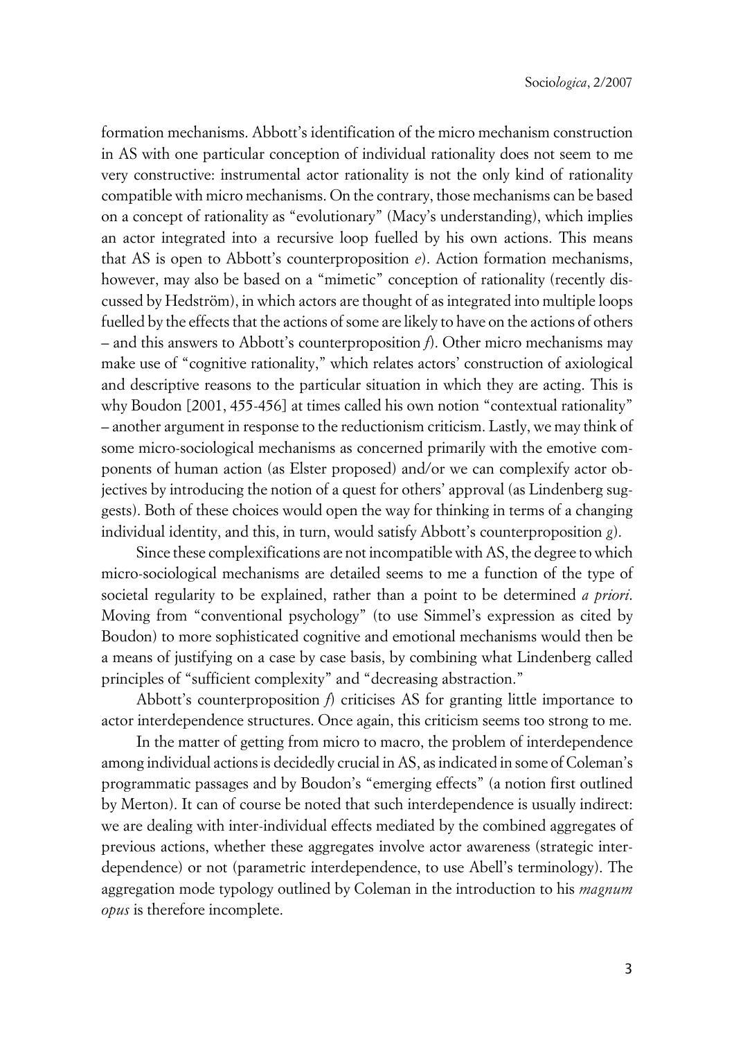formation mechanisms. Abbott's identification of the micro mechanism construction in AS with one particular conception of individual rationality does not seem to me very constructive: instrumental actor rationality is not the only kind of rationality compatible with micro mechanisms. On the contrary, those mechanisms can be based on a concept of rationality as "evolutionary" (Macy's understanding), which implies an actor integrated into a recursive loop fuelled by his own actions. This means that AS is open to Abbott's counterproposition *e*). Action formation mechanisms, however, may also be based on a "mimetic" conception of rationality (recently discussed by Hedström), in which actors are thought of as integrated into multiple loops fuelled by the effects that the actions of some are likely to have on the actions of others – and this answers to Abbott's counterproposition *f*). Other micro mechanisms may make use of "cognitive rationality," which relates actors' construction of axiological and descriptive reasons to the particular situation in which they are acting. This is why Boudon [2001, 455-456] at times called his own notion "contextual rationality" – another argument in response to the reductionism criticism. Lastly, we may think of some micro-sociological mechanisms as concerned primarily with the emotive components of human action (as Elster proposed) and/or we can complexify actor objectives by introducing the notion of a quest for others' approval (as Lindenberg suggests). Both of these choices would open the way for thinking in terms of a changing individual identity, and this, in turn, would satisfy Abbott's counterproposition *g*).

Since these complexifications are not incompatible with AS, the degree to which micro-sociological mechanisms are detailed seems to me a function of the type of societal regularity to be explained, rather than a point to be determined *a priori*. Moving from "conventional psychology" (to use Simmel's expression as cited by Boudon) to more sophisticated cognitive and emotional mechanisms would then be a means of justifying on a case by case basis, by combining what Lindenberg called principles of "sufficient complexity" and "decreasing abstraction."

Abbott's counterproposition *f*) criticises AS for granting little importance to actor interdependence structures. Once again, this criticism seems too strong to me.

In the matter of getting from micro to macro, the problem of interdependence among individual actions is decidedly crucial in AS, as indicated in some of Coleman's programmatic passages and by Boudon's "emerging effects" (a notion first outlined by Merton). It can of course be noted that such interdependence is usually indirect: we are dealing with inter-individual effects mediated by the combined aggregates of previous actions, whether these aggregates involve actor awareness (strategic interdependence) or not (parametric interdependence, to use Abell's terminology). The aggregation mode typology outlined by Coleman in the introduction to his *magnum opus* is therefore incomplete.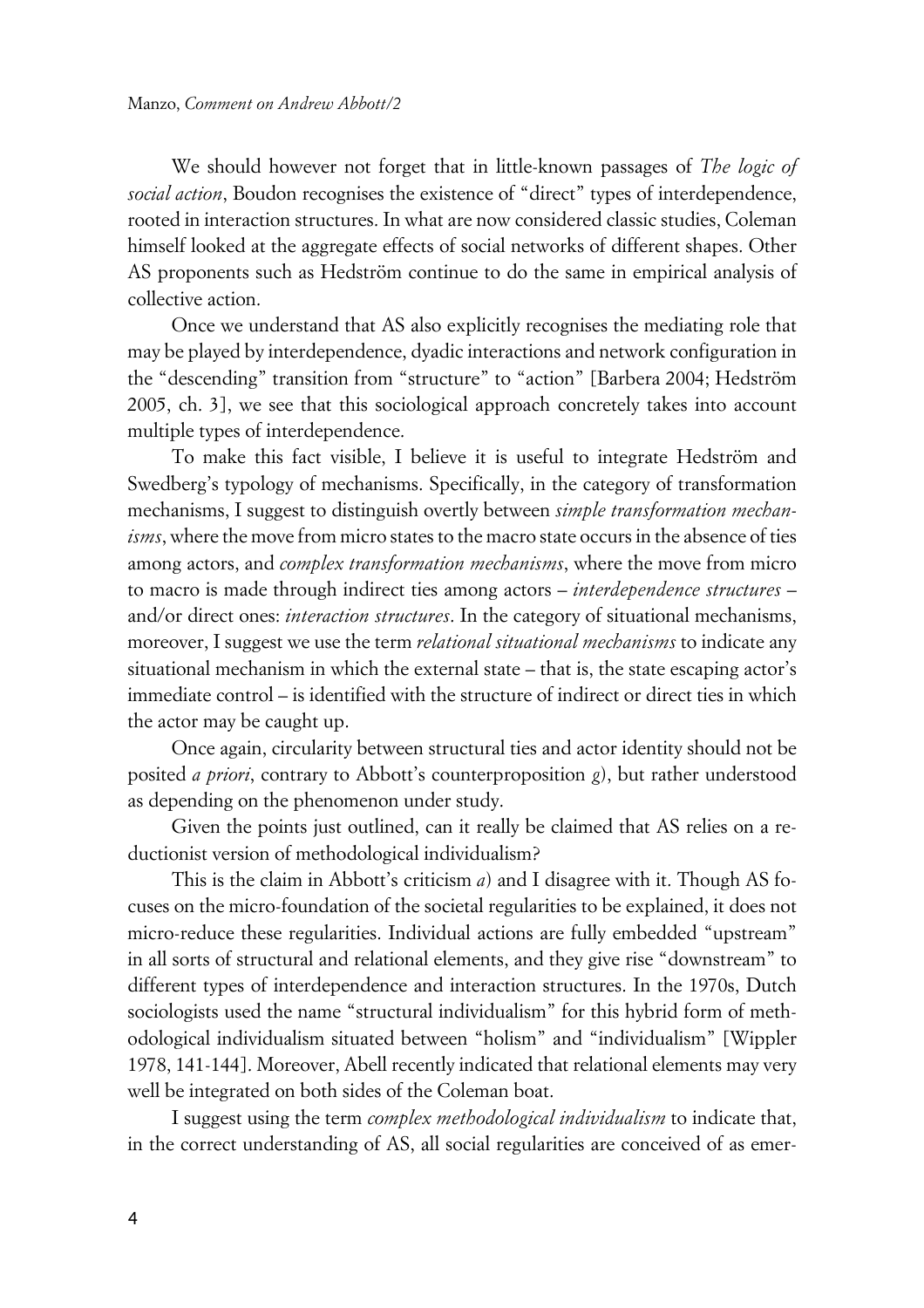We should however not forget that in little-known passages of *The logic of social action*, Boudon recognises the existence of "direct" types of interdependence, rooted in interaction structures. In what are now considered classic studies, Coleman himself looked at the aggregate effects of social networks of different shapes. Other AS proponents such as Hedström continue to do the same in empirical analysis of collective action.

Once we understand that AS also explicitly recognises the mediating role that may be played by interdependence, dyadic interactions and network configuration in the "descending" transition from "structure" to "action" [Barbera 2004; Hedström 2005, ch. 3], we see that this sociological approach concretely takes into account multiple types of interdependence.

To make this fact visible, I believe it is useful to integrate Hedström and Swedberg's typology of mechanisms. Specifically, in the category of transformation mechanisms, I suggest to distinguish overtly between *simple transformation mechanisms*, where the move from micro states to the macro state occurs in the absence of ties among actors, and *complex transformation mechanisms*, where the move from micro to macro is made through indirect ties among actors – *interdependence structures* – and/or direct ones: *interaction structures*. In the category of situational mechanisms, moreover, I suggest we use the term *relational situational mechanisms* to indicate any situational mechanism in which the external state – that is, the state escaping actor's immediate control – is identified with the structure of indirect or direct ties in which the actor may be caught up.

Once again, circularity between structural ties and actor identity should not be posited *a priori*, contrary to Abbott's counterproposition *g*), but rather understood as depending on the phenomenon under study.

Given the points just outlined, can it really be claimed that AS relies on a reductionist version of methodological individualism?

This is the claim in Abbott's criticism *a*) and I disagree with it. Though AS focuses on the micro-foundation of the societal regularities to be explained, it does not micro-reduce these regularities. Individual actions are fully embedded "upstream" in all sorts of structural and relational elements, and they give rise "downstream" to different types of interdependence and interaction structures. In the 1970s, Dutch sociologists used the name "structural individualism" for this hybrid form of methodological individualism situated between "holism" and "individualism" [Wippler 1978, 141-144]. Moreover, Abell recently indicated that relational elements may very well be integrated on both sides of the Coleman boat.

I suggest using the term *complex methodological individualism* to indicate that, in the correct understanding of AS, all social regularities are conceived of as emer-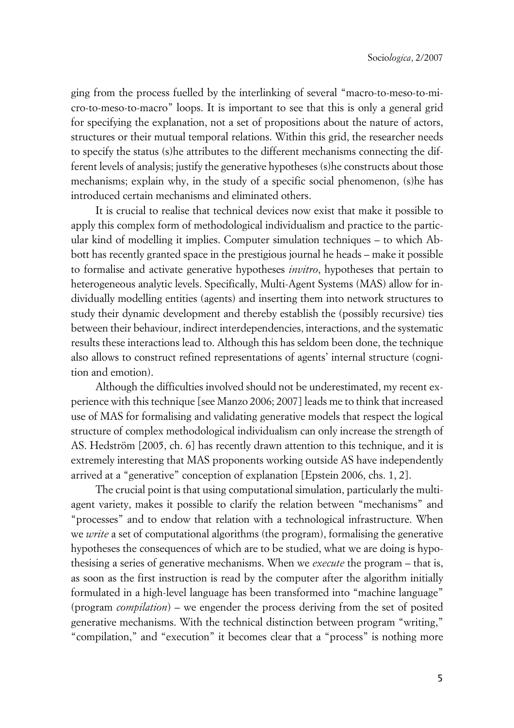ging from the process fuelled by the interlinking of several "macro-to-meso-to-micro-to-meso-to-macro" loops. It is important to see that this is only a general grid for specifying the explanation, not a set of propositions about the nature of actors, structures or their mutual temporal relations. Within this grid, the researcher needs to specify the status (s)he attributes to the different mechanisms connecting the different levels of analysis; justify the generative hypotheses (s)he constructs about those mechanisms; explain why, in the study of a specific social phenomenon, (s)he has introduced certain mechanisms and eliminated others.

It is crucial to realise that technical devices now exist that make it possible to apply this complex form of methodological individualism and practice to the particular kind of modelling it implies. Computer simulation techniques – to which Abbott has recently granted space in the prestigious journal he heads – make it possible to formalise and activate generative hypotheses *invitro*, hypotheses that pertain to heterogeneous analytic levels. Specifically, Multi-Agent Systems (MAS) allow for individually modelling entities (agents) and inserting them into network structures to study their dynamic development and thereby establish the (possibly recursive) ties between their behaviour, indirect interdependencies, interactions, and the systematic results these interactions lead to. Although this has seldom been done, the technique also allows to construct refined representations of agents' internal structure (cognition and emotion).

Although the difficulties involved should not be underestimated, my recent experience with this technique [see Manzo 2006; 2007] leads me to think that increased use of MAS for formalising and validating generative models that respect the logical structure of complex methodological individualism can only increase the strength of AS. Hedström [2005, ch. 6] has recently drawn attention to this technique, and it is extremely interesting that MAS proponents working outside AS have independently arrived at a "generative" conception of explanation [Epstein 2006, chs. 1, 2].

The crucial point is that using computational simulation, particularly the multi-agent variety, makes it possible to clarify the relation between "mechanisms" and "processes" and to endow that relation with a technological infrastructure. When we *write* a set of computational algorithms (the program), formalising the generative hypotheses the consequences of which are to be studied, what we are doing is hypothesising a series of generative mechanisms. When we *execute* the program – that is, as soon as the first instruction is read by the computer after the algorithm initially formulated in a high-level language has been transformed into "machine language" (program *compilation*) – we engender the process deriving from the set of posited generative mechanisms. With the technical distinction between program "writing," "compilation," and "execution" it becomes clear that a "process" is nothing more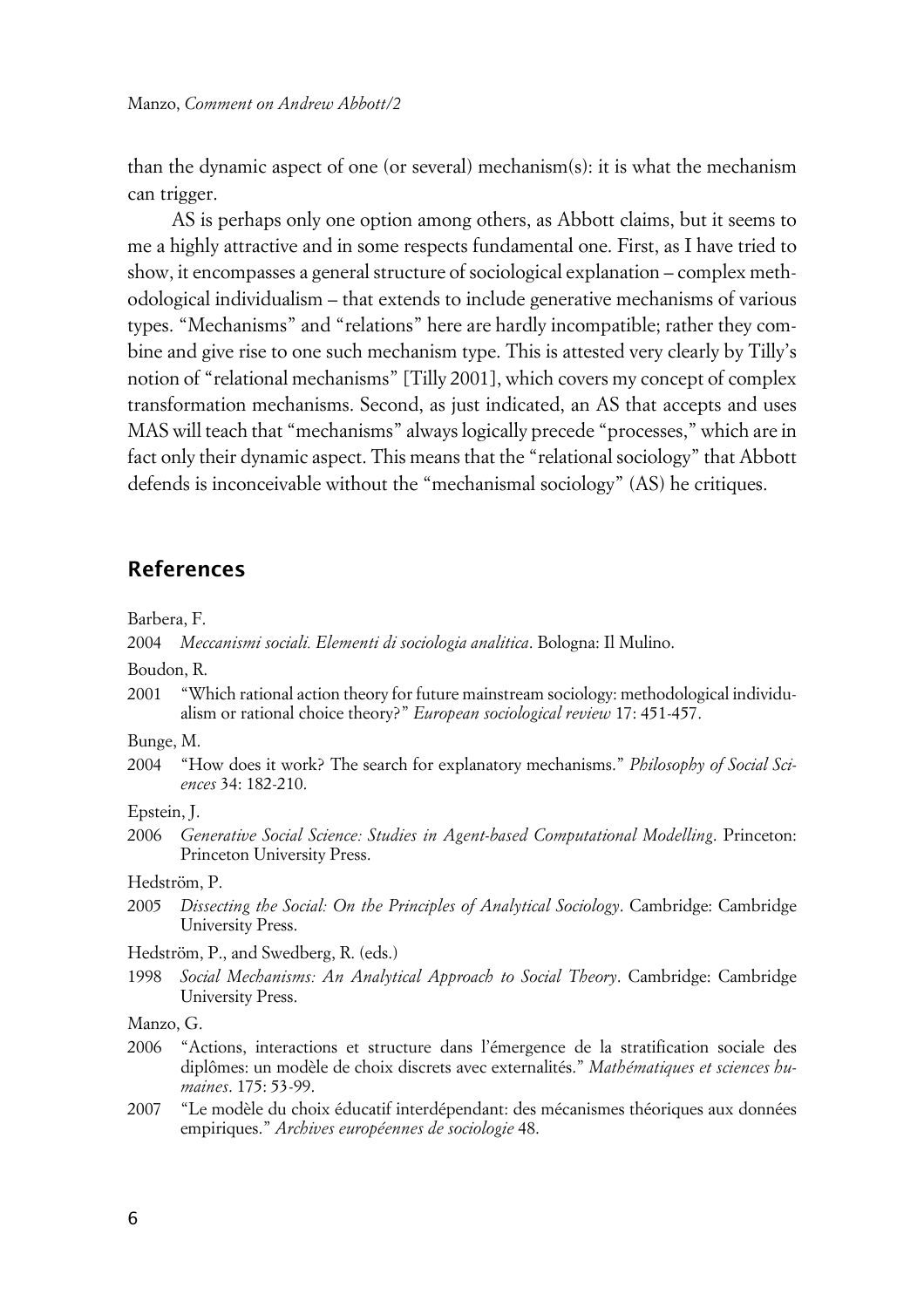than the dynamic aspect of one (or several) mechanism(s): it is what the mechanism can trigger.

AS is perhaps only one option among others, as Abbott claims, but it seems to me a highly attractive and in some respects fundamental one. First, as I have tried to show, it encompasses a general structure of sociological explanation – complex methodological individualism – that extends to include generative mechanisms of various types. "Mechanisms" and "relations" here are hardly incompatible; rather they combine and give rise to one such mechanism type. This is attested very clearly by Tilly's notion of "relational mechanisms" [Tilly 2001], which covers my concept of complex transformation mechanisms. Second, as just indicated, an AS that accepts and uses MAS will teach that "mechanisms" always logically precede "processes," which are in fact only their dynamic aspect. This means that the "relational sociology" that Abbott defends is inconceivable without the "mechanismal sociology" (AS) he critiques.

## References

Barbera, F.

2004 *Meccanismi sociali. Elementi di sociologia analitica*. Bologna: Il Mulino.

Boudon, R.

2001 "Which rational action theory for future mainstream sociology: methodological individualism or rational choice theory?" *European sociological review* 17: 451-457.

Bunge, M.

2004 "How does it work? The search for explanatory mechanisms." *Philosophy of Social Sciences* 34: 182-210.

Epstein, J.

2006 *Generative Social Science: Studies in Agent-based Computational Modelling*. Princeton: Princeton University Press.

Hedström, P.

2005 *Dissecting the Social: On the Principles of Analytical Sociology*. Cambridge: Cambridge University Press.

Hedström, P., and Swedberg, R. (eds.)

1998 *Social Mechanisms: An Analytical Approach to Social Theory*. Cambridge: Cambridge University Press.

Manzo, G.

2006 "Actions, interactions et structure dans l'émergence de la stratification sociale des diplômes: un modèle de choix discrets avec externalités." *Mathématiques et sciences humaines*. 175: 53-99.

2007 "Le modèle du choix éducatif interdépendant: des mécanismes théoriques aux données empiriques." *Archives européennes de sociologie* 48.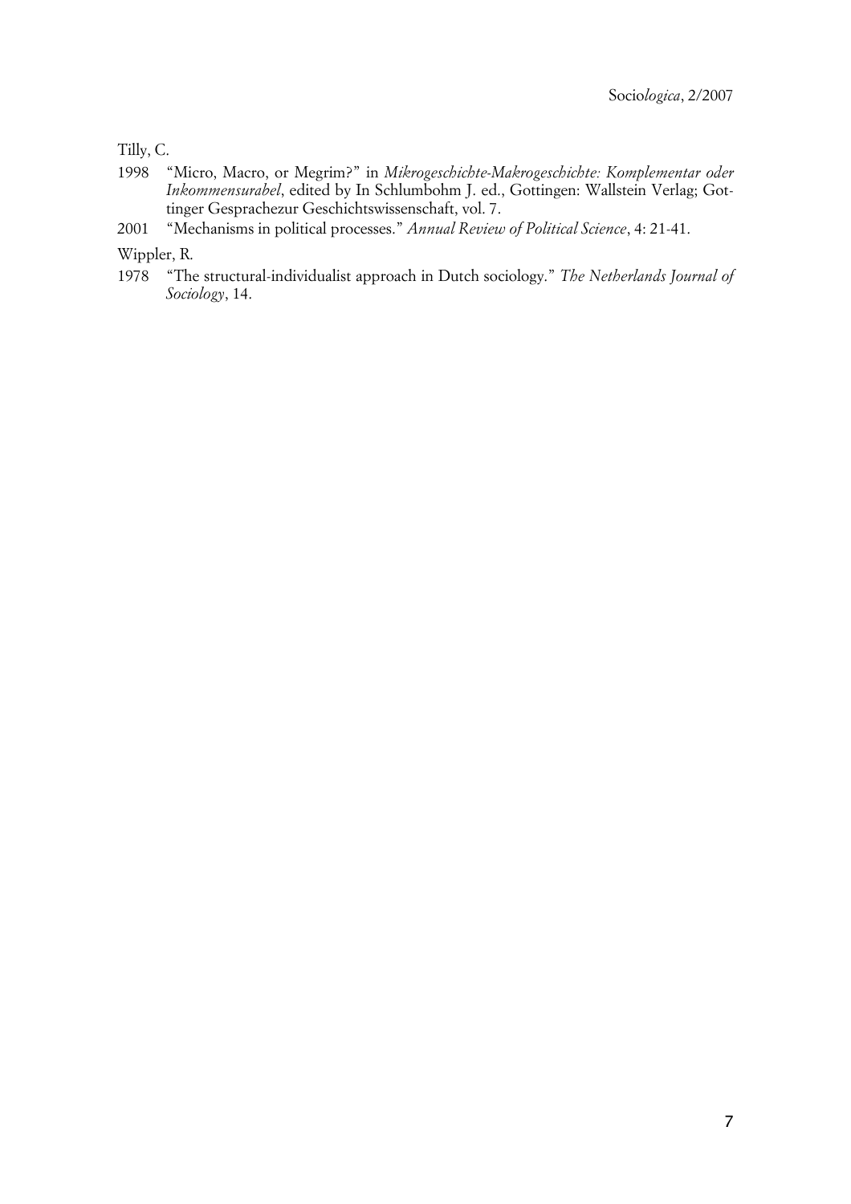Tilly, C.

1998 "Micro, Macro, or Megrim?" in *Mikrogeschichte-Makrogeschichte: Komplementar oder Inkommensurabel*, edited by In Schlumbohm J. ed., Gottingen: Wallstein Verlag; Gottinger Gesprachezur Geschichtswissenschaft, vol. 7.

2001 "Mechanisms in political processes." *Annual Review of Political Science*, 4: 21-41.

Wippler, R.

1978 "The structural-individualist approach in Dutch sociology." *The Netherlands Journal of Sociology*, 14.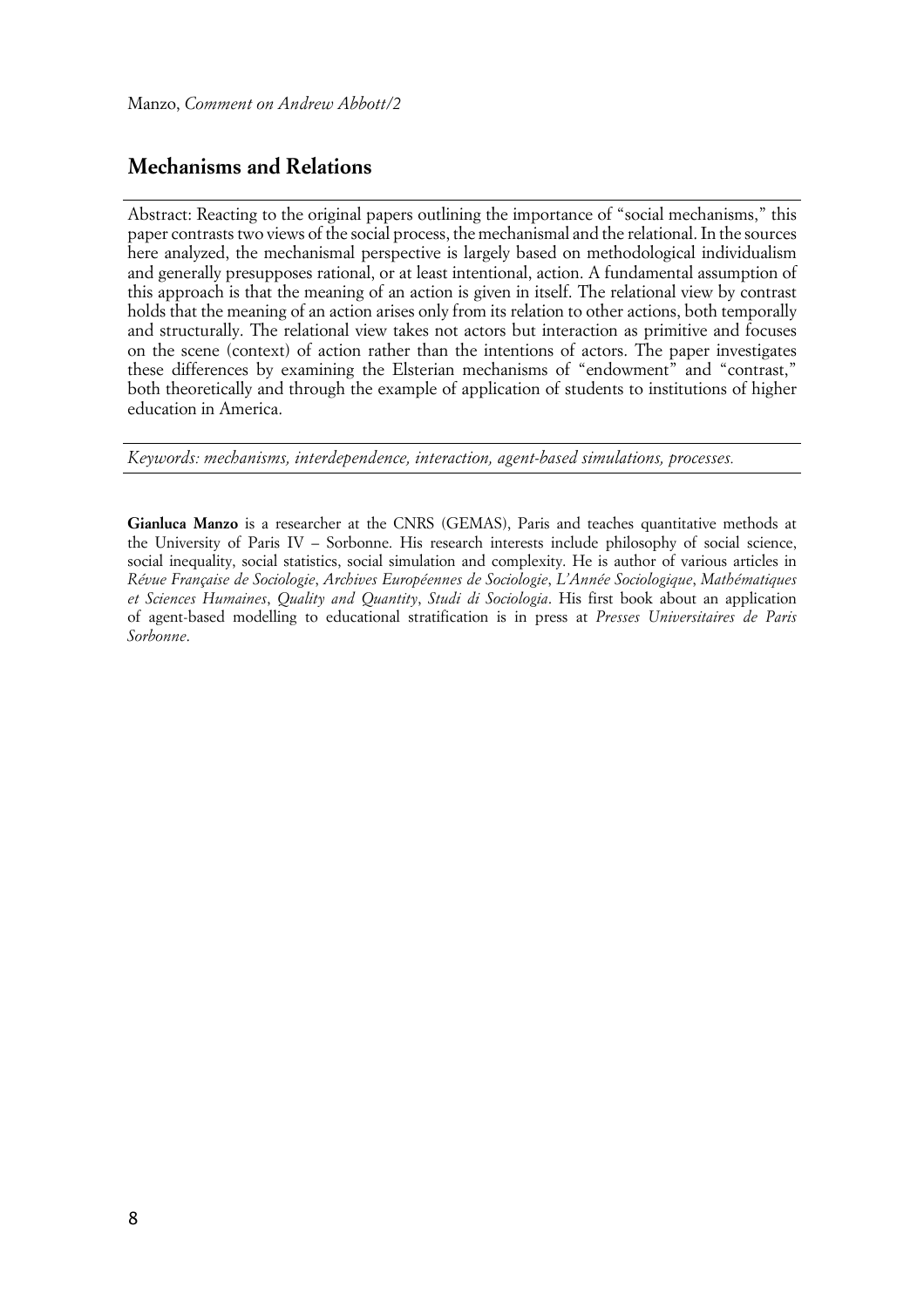## Mechanisms and Relations

Abstract: Reacting to the original papers outlining the importance of "social mechanisms," this paper contrasts two views of the social process, the mechanismal and the relational. In the sources here analyzed, the mechanismal perspective is largely based on methodological individualism and generally presupposes rational, or at least intentional, action. A fundamental assumption of this approach is that the meaning of an action is given in itself. The relational view by contrast holds that the meaning of an action arises only from its relation to other actions, both temporally and structurally. The relational view takes not actors but interaction as primitive and focuses on the scene (context) of action rather than the intentions of actors. The paper investigates these differences by examining the Elsterian mechanisms of "endowment" and "contrast," both theoretically and through the example of application of students to institutions of higher education in America.

*Keywords: mechanisms, interdependence, interaction, agent-based simulations, processes.*

**Gianluca Manzo** is a researcher at the CNRS (GEMAS), Paris and teaches quantitative methods at the University of Paris IV – Sorbonne. His research interests include philosophy of social science, social inequality, social statistics, social simulation and complexity. He is author of various articles in *Révue Française de Sociologie*, *Archives Européennes de Sociologie*, *L'Année Sociologique*, *Mathématiques et Sciences Humaines*, *Quality and Quantity*, *Studi di Sociologia*. His first book about an application of agent-based modelling to educational stratification is in press at *Presses Universitaires de Paris Sorbonne*.